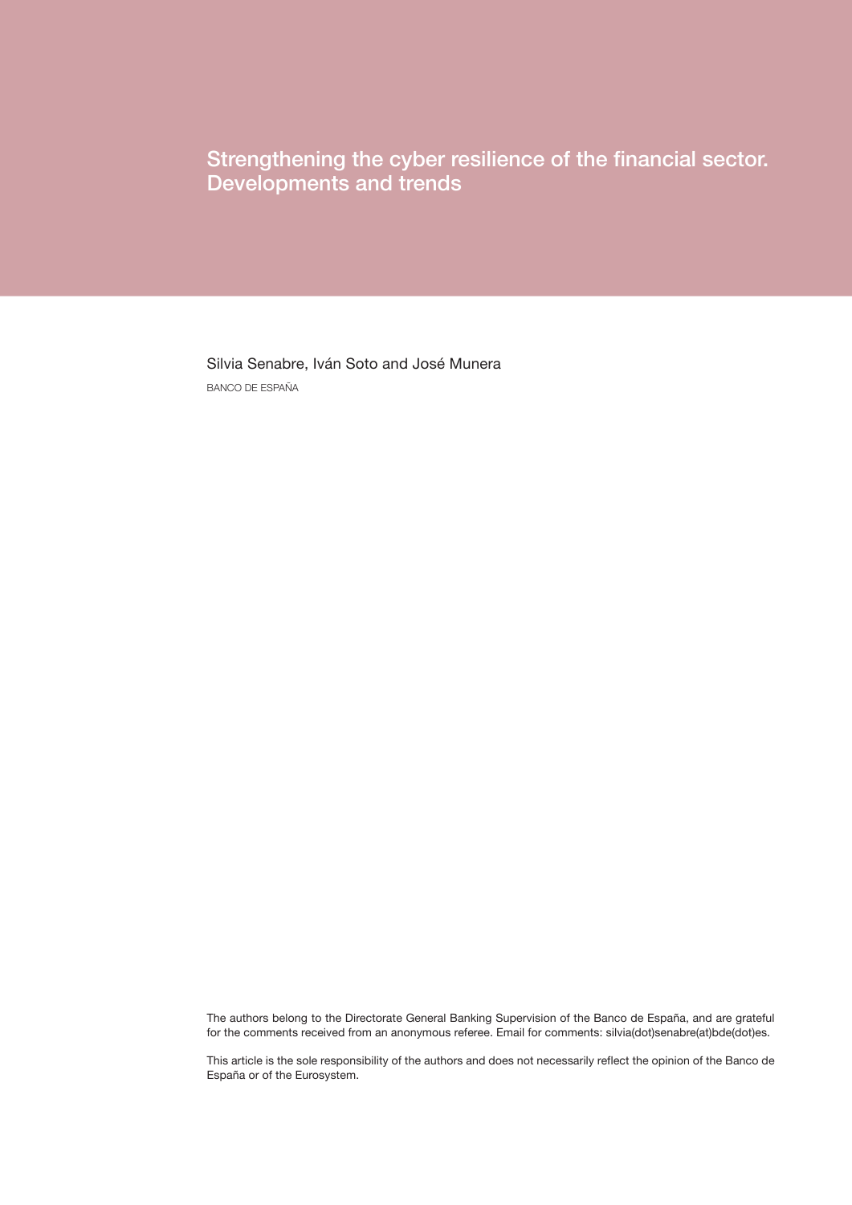# Strengthening the cyber resilience of the financial sector. Developments and trends

Silvia Senabre, Iván Soto and José Munera

BANCO DE ESPAÑA

The authors belong to the Directorate General Banking Supervision of the Banco de España, and are grateful for the comments received from an anonymous referee. Email for comments: silvia(dot)senabre(at)bde(dot)es.

This article is the sole responsibility of the authors and does not necessarily reflect the opinion of the Banco de España or of the Eurosystem.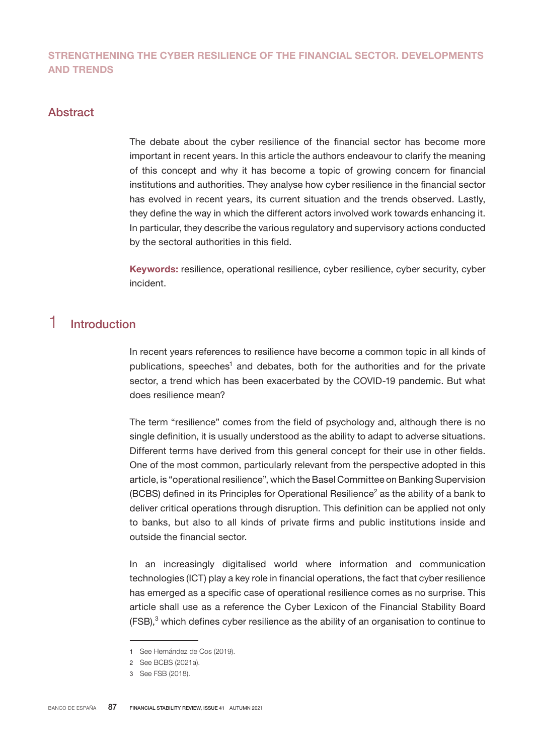## STRENGTHENING THE CYBER RESILIENCE OF THE FINANCIAL SECTOR. DEVELOPMENTS AND TRENDS

### Abstract

The debate about the cyber resilience of the financial sector has become more important in recent years. In this article the authors endeavour to clarify the meaning of this concept and why it has become a topic of growing concern for financial institutions and authorities. They analyse how cyber resilience in the financial sector has evolved in recent years, its current situation and the trends observed. Lastly, they define the way in which the different actors involved work towards enhancing it. In particular, they describe the various regulatory and supervisory actions conducted by the sectoral authorities in this field.

**Keywords:** resilience, operational resilience, cyber resilience, cyber security, cyber incident.

### 1 Introduction

In recent years references to resilience have become a common topic in all kinds of publications, speeches[1] and debates, both for the authorities and for the private sector, a trend which has been exacerbated by the COVID-19 pandemic. But what does resilience mean?

The term "resilience" comes from the field of psychology and, although there is no single definition, it is usually understood as the ability to adapt to adverse situations. Different terms have derived from this general concept for their use in other fields. One of the most common, particularly relevant from the perspective adopted in this article, is "operational resilience", which the Basel Committee on Banking Supervision (BCBS) defined in its Principles for Operational Resilience[2] as the ability of a bank to deliver critical operations through disruption. This definition can be applied not only to banks, but also to all kinds of private firms and public institutions inside and outside the financial sector.

In an increasingly digitalised world where information and communication technologies (ICT) play a key role in financial operations, the fact that cyber resilience has emerged as a specific case of operational resilience comes as no surprise. This article shall use as a reference the Cyber Lexicon of the Financial Stability Board (FSB),[3] which defines cyber resilience as the ability of an organisation to continue to

1 See Hernández de Cos (2019).

2 See BCBS (2021a).

3 See FSB (2018).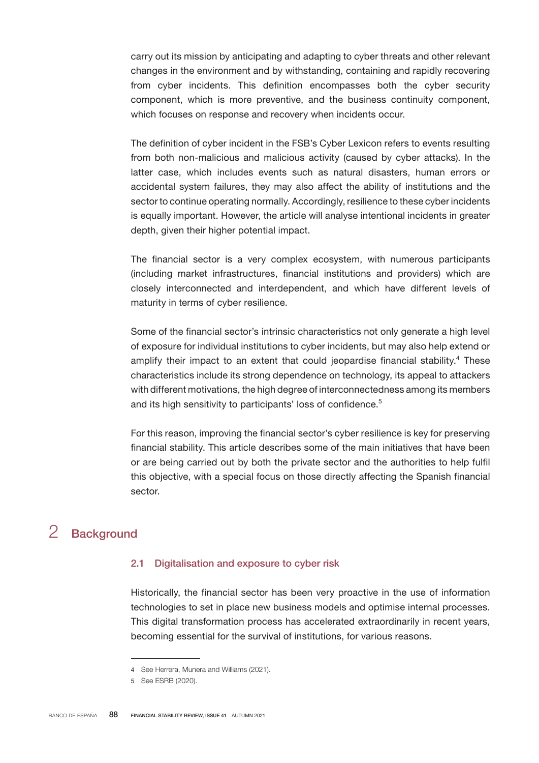carry out its mission by anticipating and adapting to cyber threats and other relevant changes in the environment and by withstanding, containing and rapidly recovering from cyber incidents. This definition encompasses both the cyber security component, which is more preventive, and the business continuity component, which focuses on response and recovery when incidents occur.

The definition of cyber incident in the FSB's Cyber Lexicon refers to events resulting from both non-malicious and malicious activity (caused by cyber attacks). In the latter case, which includes events such as natural disasters, human errors or accidental system failures, they may also affect the ability of institutions and the sector to continue operating normally. Accordingly, resilience to these cyber incidents is equally important. However, the article will analyse intentional incidents in greater depth, given their higher potential impact.

The financial sector is a very complex ecosystem, with numerous participants (including market infrastructures, financial institutions and providers) which are closely interconnected and interdependent, and which have different levels of maturity in terms of cyber resilience.

Some of the financial sector's intrinsic characteristics not only generate a high level of exposure for individual institutions to cyber incidents, but may also help extend or amplify their impact to an extent that could jeopardise financial stability.[4] These characteristics include its strong dependence on technology, its appeal to attackers with different motivations, the high degree of interconnectedness among its members and its high sensitivity to participants' loss of confidence.[5]

For this reason, improving the financial sector's cyber resilience is key for preserving financial stability. This article describes some of the main initiatives that have been or are being carried out by both the private sector and the authorities to help fulfil this objective, with a special focus on those directly affecting the Spanish financial sector.

# 2 Background

## 2.1 Digitalisation and exposure to cyber risk

Historically, the financial sector has been very proactive in the use of information technologies to set in place new business models and optimise internal processes. This digital transformation process has accelerated extraordinarily in recent years, becoming essential for the survival of institutions, for various reasons.

---

4 See Herrera, Munera and Williams (2021).

5 See ESRB (2020).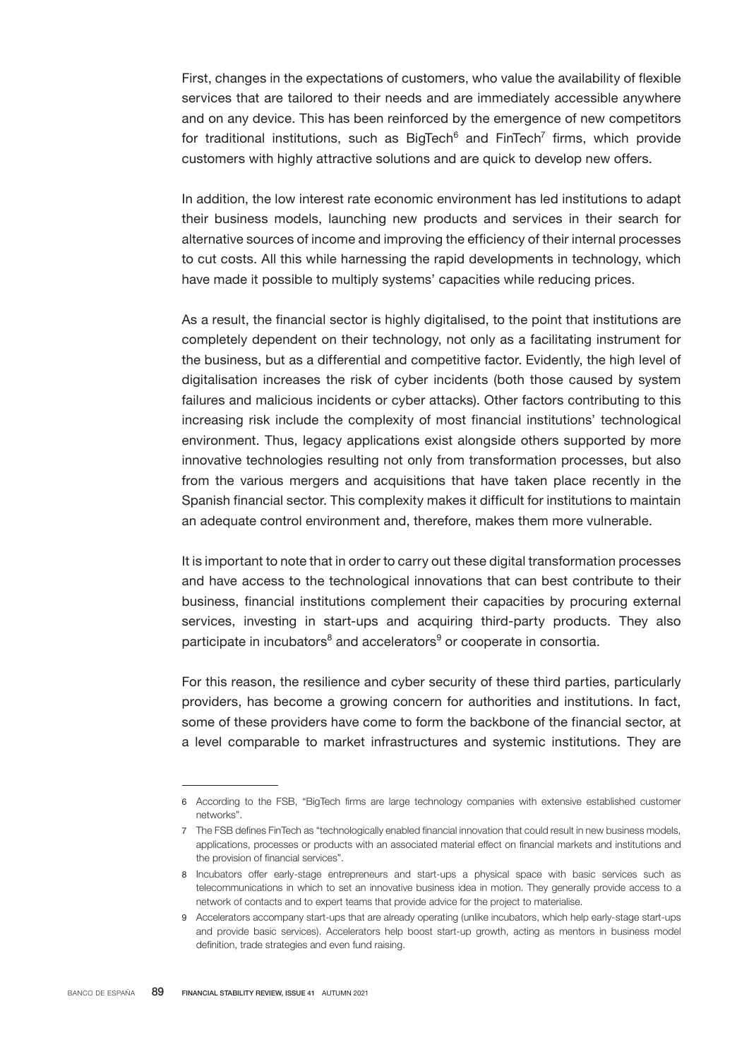First, changes in the expectations of customers, who value the availability of flexible services that are tailored to their needs and are immediately accessible anywhere and on any device. This has been reinforced by the emergence of new competitors for traditional institutions, such as BigTech[6] and FinTech[7] firms, which provide customers with highly attractive solutions and are quick to develop new offers.

In addition, the low interest rate economic environment has led institutions to adapt their business models, launching new products and services in their search for alternative sources of income and improving the efficiency of their internal processes to cut costs. All this while harnessing the rapid developments in technology, which have made it possible to multiply systems' capacities while reducing prices.

As a result, the financial sector is highly digitalised, to the point that institutions are completely dependent on their technology, not only as a facilitating instrument for the business, but as a differential and competitive factor. Evidently, the high level of digitalisation increases the risk of cyber incidents (both those caused by system failures and malicious incidents or cyber attacks). Other factors contributing to this increasing risk include the complexity of most financial institutions' technological environment. Thus, legacy applications exist alongside others supported by more innovative technologies resulting not only from transformation processes, but also from the various mergers and acquisitions that have taken place recently in the Spanish financial sector. This complexity makes it difficult for institutions to maintain an adequate control environment and, therefore, makes them more vulnerable.

It is important to note that in order to carry out these digital transformation processes and have access to the technological innovations that can best contribute to their business, financial institutions complement their capacities by procuring external services, investing in start-ups and acquiring third-party products. They also participate in incubators[8] and accelerators[9] or cooperate in consortia.

For this reason, the resilience and cyber security of these third parties, particularly providers, has become a growing concern for authorities and institutions. In fact, some of these providers have come to form the backbone of the financial sector, at a level comparable to market infrastructures and systemic institutions. They are

---

6 According to the FSB, "BigTech firms are large technology companies with extensive established customer networks".

7 The FSB defines FinTech as "technologically enabled financial innovation that could result in new business models, applications, processes or products with an associated material effect on financial markets and institutions and the provision of financial services".

8 Incubators offer early-stage entrepreneurs and start-ups a physical space with basic services such as telecommunications in which to set an innovative business idea in motion. They generally provide access to a network of contacts and to expert teams that provide advice for the project to materialise.

9 Accelerators accompany start-ups that are already operating (unlike incubators, which help early-stage start-ups and provide basic services). Accelerators help boost start-up growth, acting as mentors in business model definition, trade strategies and even fund raising.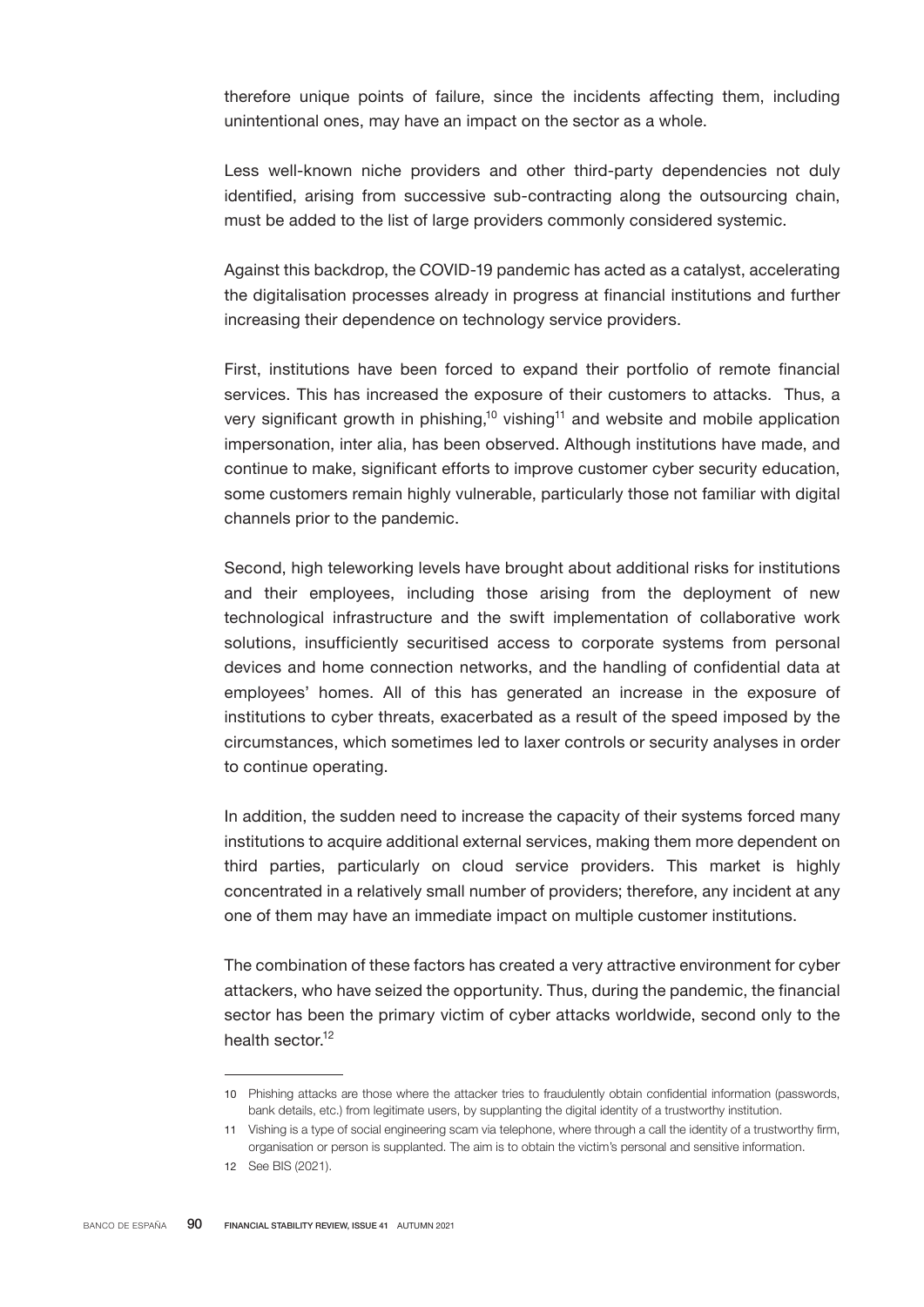therefore unique points of failure, since the incidents affecting them, including unintentional ones, may have an impact on the sector as a whole.

Less well-known niche providers and other third-party dependencies not duly identified, arising from successive sub-contracting along the outsourcing chain, must be added to the list of large providers commonly considered systemic.

Against this backdrop, the COVID-19 pandemic has acted as a catalyst, accelerating the digitalisation processes already in progress at financial institutions and further increasing their dependence on technology service providers.

First, institutions have been forced to expand their portfolio of remote financial services. This has increased the exposure of their customers to attacks. Thus, a very significant growth in phishing,[10] vishing[11] and website and mobile application impersonation, inter alia, has been observed. Although institutions have made, and continue to make, significant efforts to improve customer cyber security education, some customers remain highly vulnerable, particularly those not familiar with digital channels prior to the pandemic.

Second, high teleworking levels have brought about additional risks for institutions and their employees, including those arising from the deployment of new technological infrastructure and the swift implementation of collaborative work solutions, insufficiently securitised access to corporate systems from personal devices and home connection networks, and the handling of confidential data at employees' homes. All of this has generated an increase in the exposure of institutions to cyber threats, exacerbated as a result of the speed imposed by the circumstances, which sometimes led to laxer controls or security analyses in order to continue operating.

In addition, the sudden need to increase the capacity of their systems forced many institutions to acquire additional external services, making them more dependent on third parties, particularly on cloud service providers. This market is highly concentrated in a relatively small number of providers; therefore, any incident at any one of them may have an immediate impact on multiple customer institutions.

The combination of these factors has created a very attractive environment for cyber attackers, who have seized the opportunity. Thus, during the pandemic, the financial sector has been the primary victim of cyber attacks worldwide, second only to the health sector.[12]

---

10 Phishing attacks are those where the attacker tries to fraudulently obtain confidential information (passwords, bank details, etc.) from legitimate users, by supplanting the digital identity of a trustworthy institution.

11 Vishing is a type of social engineering scam via telephone, where through a call the identity of a trustworthy firm, organisation or person is supplanted. The aim is to obtain the victim's personal and sensitive information.

12 See BIS (2021).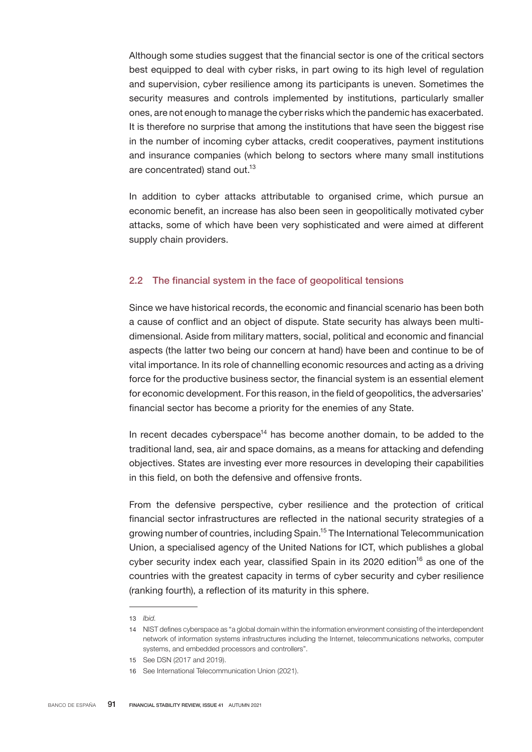Although some studies suggest that the financial sector is one of the critical sectors best equipped to deal with cyber risks, in part owing to its high level of regulation and supervision, cyber resilience among its participants is uneven. Sometimes the security measures and controls implemented by institutions, particularly smaller ones, are not enough to manage the cyber risks which the pandemic has exacerbated. It is therefore no surprise that among the institutions that have seen the biggest rise in the number of incoming cyber attacks, credit cooperatives, payment institutions and insurance companies (which belong to sectors where many small institutions are concentrated) stand out.[13]

In addition to cyber attacks attributable to organised crime, which pursue an economic benefit, an increase has also been seen in geopolitically motivated cyber attacks, some of which have been very sophisticated and were aimed at different supply chain providers.

## 2.2 The financial system in the face of geopolitical tensions

Since we have historical records, the economic and financial scenario has been both a cause of conflict and an object of dispute. State security has always been multi-dimensional. Aside from military matters, social, political and economic and financial aspects (the latter two being our concern at hand) have been and continue to be of vital importance. In its role of channelling economic resources and acting as a driving force for the productive business sector, the financial system is an essential element for economic development. For this reason, in the field of geopolitics, the adversaries' financial sector has become a priority for the enemies of any State.

In recent decades cyberspace[14] has become another domain, to be added to the traditional land, sea, air and space domains, as a means for attacking and defending objectives. States are investing ever more resources in developing their capabilities in this field, on both the defensive and offensive fronts.

From the defensive perspective, cyber resilience and the protection of critical financial sector infrastructures are reflected in the national security strategies of a growing number of countries, including Spain.[15] The International Telecommunication Union, a specialised agency of the United Nations for ICT, which publishes a global cyber security index each year, classified Spain in its 2020 edition[16] as one of the countries with the greatest capacity in terms of cyber security and cyber resilience (ranking fourth), a reflection of its maturity in this sphere.

---

13 *Ibid.*

14 NIST defines cyberspace as "a global domain within the information environment consisting of the interdependent network of information systems infrastructures including the Internet, telecommunications networks, computer systems, and embedded processors and controllers".

15 See DSN (2017 and 2019).

16 See International Telecommunication Union (2021).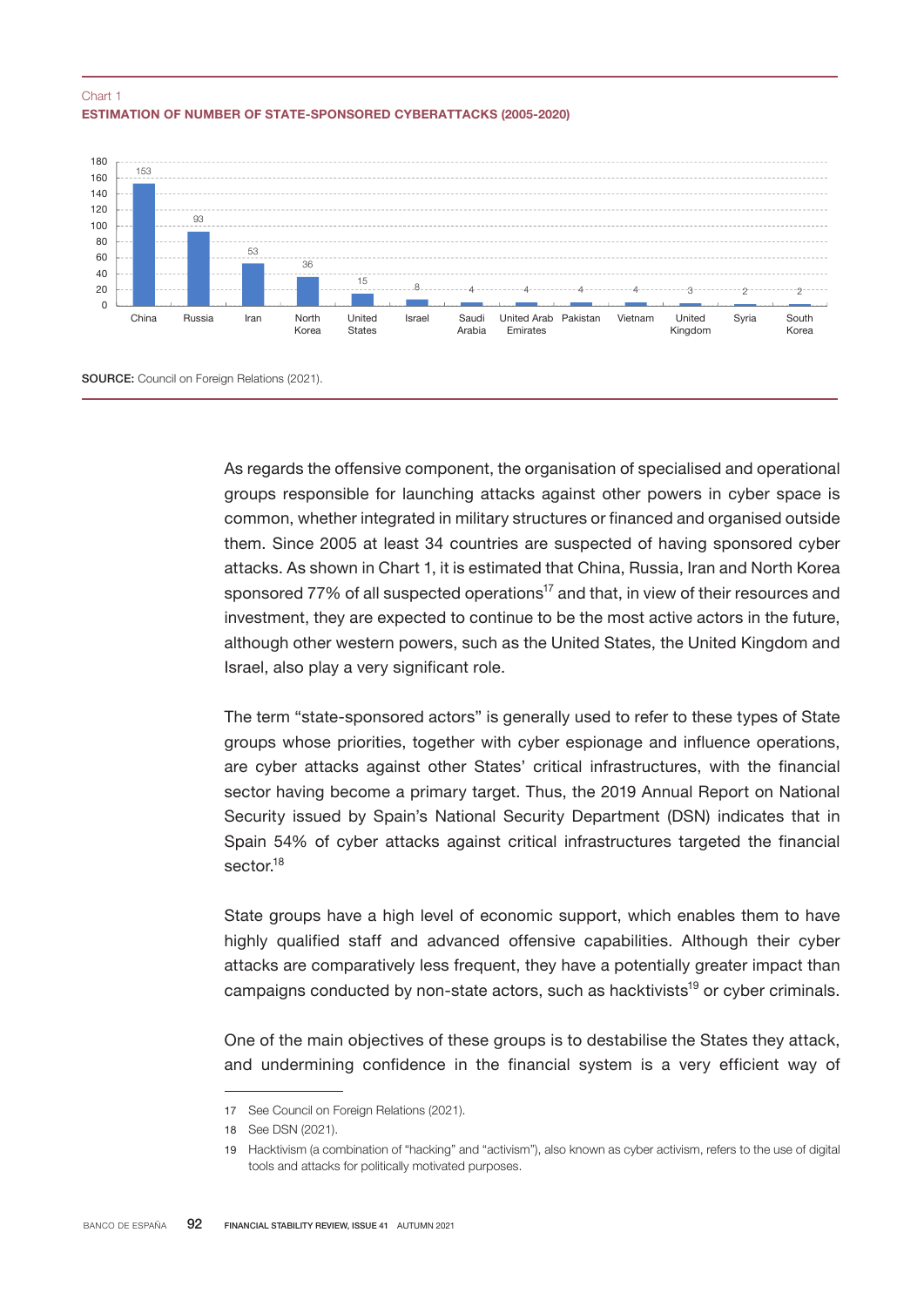Chart 1
**ESTIMATION OF NUMBER OF STATE-SPONSORED CYBERATTACKS (2005-2020)**

| Country | Number |
|---|---|
| China | 153 |
| Russia | 93 |
| Iran | 53 |
| North Korea | 36 |
| United States | 15 |
| Israel | 8 |
| Saudi Arabia | 4 |
| United Arab Emirates | 4 |
| Pakistan | 4 |
| Vietnam | 4 |
| United Kingdom | 3 |
| Syria | 2 |
| South Korea | 2 |

**SOURCE:** Council on Foreign Relations (2021).

As regards the offensive component, the organisation of specialised and operational groups responsible for launching attacks against other powers in cyber space is common, whether integrated in military structures or financed and organised outside them. Since 2005 at least 34 countries are suspected of having sponsored cyber attacks. As shown in Chart 1, it is estimated that China, Russia, Iran and North Korea sponsored 77% of all suspected operations[17] and that, in view of their resources and investment, they are expected to continue to be the most active actors in the future, although other western powers, such as the United States, the United Kingdom and Israel, also play a very significant role.

The term "state-sponsored actors" is generally used to refer to these types of State groups whose priorities, together with cyber espionage and influence operations, are cyber attacks against other States' critical infrastructures, with the financial sector having become a primary target. Thus, the 2019 Annual Report on National Security issued by Spain's National Security Department (DSN) indicates that in Spain 54% of cyber attacks against critical infrastructures targeted the financial sector.[18]

State groups have a high level of economic support, which enables them to have highly qualified staff and advanced offensive capabilities. Although their cyber attacks are comparatively less frequent, they have a potentially greater impact than campaigns conducted by non-state actors, such as hacktivists[19] or cyber criminals.

One of the main objectives of these groups is to destabilise the States they attack, and undermining confidence in the financial system is a very efficient way of

17 See Council on Foreign Relations (2021).

18 See DSN (2021).

19 Hacktivism (a combination of "hacking" and "activism"), also known as cyber activism, refers to the use of digital tools and attacks for politically motivated purposes.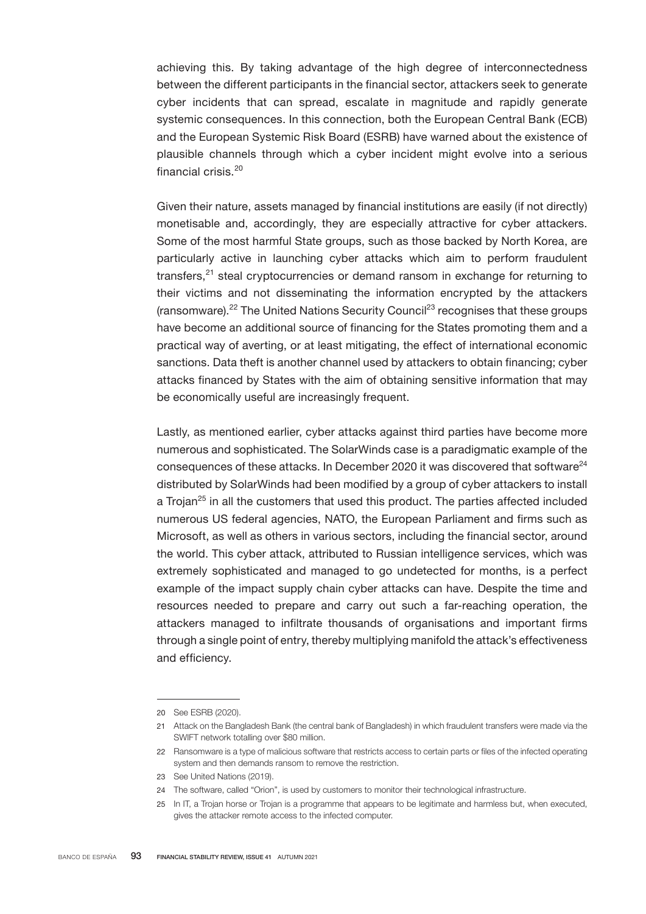achieving this. By taking advantage of the high degree of interconnectedness between the different participants in the financial sector, attackers seek to generate cyber incidents that can spread, escalate in magnitude and rapidly generate systemic consequences. In this connection, both the European Central Bank (ECB) and the European Systemic Risk Board (ESRB) have warned about the existence of plausible channels through which a cyber incident might evolve into a serious financial crisis.[20]

Given their nature, assets managed by financial institutions are easily (if not directly) monetisable and, accordingly, they are especially attractive for cyber attackers. Some of the most harmful State groups, such as those backed by North Korea, are particularly active in launching cyber attacks which aim to perform fraudulent transfers,[21] steal cryptocurrencies or demand ransom in exchange for returning to their victims and not disseminating the information encrypted by the attackers (ransomware).[22] The United Nations Security Council[23] recognises that these groups have become an additional source of financing for the States promoting them and a practical way of averting, or at least mitigating, the effect of international economic sanctions. Data theft is another channel used by attackers to obtain financing; cyber attacks financed by States with the aim of obtaining sensitive information that may be economically useful are increasingly frequent.

Lastly, as mentioned earlier, cyber attacks against third parties have become more numerous and sophisticated. The SolarWinds case is a paradigmatic example of the consequences of these attacks. In December 2020 it was discovered that software[24] distributed by SolarWinds had been modified by a group of cyber attackers to install a Trojan[25] in all the customers that used this product. The parties affected included numerous US federal agencies, NATO, the European Parliament and firms such as Microsoft, as well as others in various sectors, including the financial sector, around the world. This cyber attack, attributed to Russian intelligence services, which was extremely sophisticated and managed to go undetected for months, is a perfect example of the impact supply chain cyber attacks can have. Despite the time and resources needed to prepare and carry out such a far-reaching operation, the attackers managed to infiltrate thousands of organisations and important firms through a single point of entry, thereby multiplying manifold the attack's effectiveness and efficiency.

---

20 See ESRB (2020).

21 Attack on the Bangladesh Bank (the central bank of Bangladesh) in which fraudulent transfers were made via the SWIFT network totalling over $80 million.

22 Ransomware is a type of malicious software that restricts access to certain parts or files of the infected operating system and then demands ransom to remove the restriction.

23 See United Nations (2019).

24 The software, called "Orion", is used by customers to monitor their technological infrastructure.

25 In IT, a Trojan horse or Trojan is a programme that appears to be legitimate and harmless but, when executed, gives the attacker remote access to the infected computer.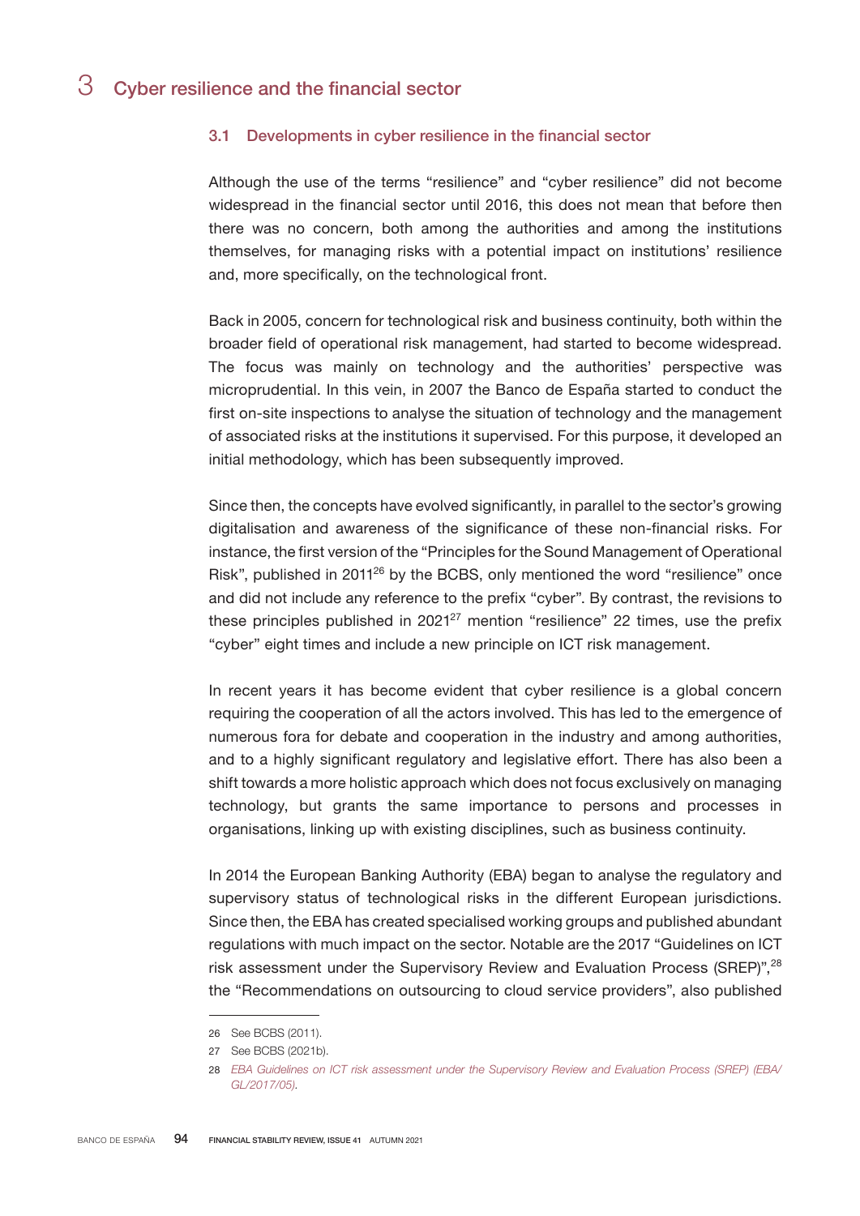# 3 Cyber resilience and the financial sector

## 3.1 Developments in cyber resilience in the financial sector

Although the use of the terms "resilience" and "cyber resilience" did not become widespread in the financial sector until 2016, this does not mean that before then there was no concern, both among the authorities and among the institutions themselves, for managing risks with a potential impact on institutions' resilience and, more specifically, on the technological front.

Back in 2005, concern for technological risk and business continuity, both within the broader field of operational risk management, had started to become widespread. The focus was mainly on technology and the authorities' perspective was microprudential. In this vein, in 2007 the Banco de España started to conduct the first on-site inspections to analyse the situation of technology and the management of associated risks at the institutions it supervised. For this purpose, it developed an initial methodology, which has been subsequently improved.

Since then, the concepts have evolved significantly, in parallel to the sector's growing digitalisation and awareness of the significance of these non-financial risks. For instance, the first version of the "Principles for the Sound Management of Operational Risk", published in 2011[26] by the BCBS, only mentioned the word "resilience" once and did not include any reference to the prefix "cyber". By contrast, the revisions to these principles published in 2021[27] mention "resilience" 22 times, use the prefix "cyber" eight times and include a new principle on ICT risk management.

In recent years it has become evident that cyber resilience is a global concern requiring the cooperation of all the actors involved. This has led to the emergence of numerous fora for debate and cooperation in the industry and among authorities, and to a highly significant regulatory and legislative effort. There has also been a shift towards a more holistic approach which does not focus exclusively on managing technology, but grants the same importance to persons and processes in organisations, linking up with existing disciplines, such as business continuity.

In 2014 the European Banking Authority (EBA) began to analyse the regulatory and supervisory status of technological risks in the different European jurisdictions. Since then, the EBA has created specialised working groups and published abundant regulations with much impact on the sector. Notable are the 2017 "Guidelines on ICT risk assessment under the Supervisory Review and Evaluation Process (SREP)",[28] the "Recommendations on outsourcing to cloud service providers", also published

---

26 See BCBS (2011).

27 See BCBS (2021b).

28 *EBA Guidelines on ICT risk assessment under the Supervisory Review and Evaluation Process (SREP) (EBA/GL/2017/05).*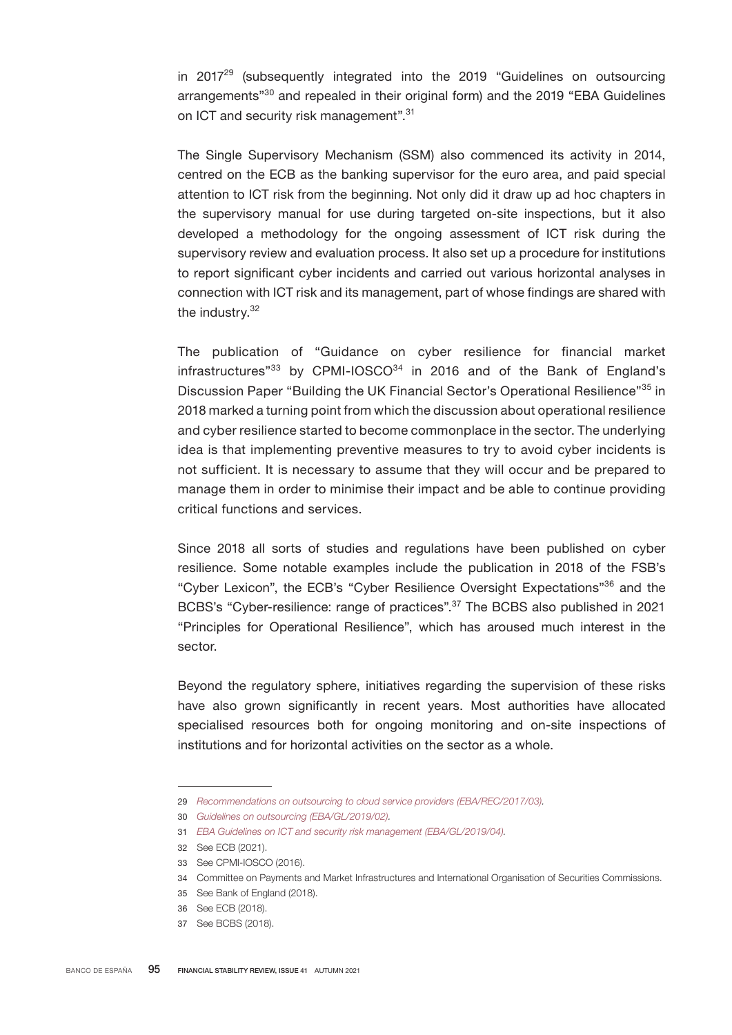in 2017[29] (subsequently integrated into the 2019 "Guidelines on outsourcing arrangements"[30] and repealed in their original form) and the 2019 "EBA Guidelines on ICT and security risk management".[31]

The Single Supervisory Mechanism (SSM) also commenced its activity in 2014, centred on the ECB as the banking supervisor for the euro area, and paid special attention to ICT risk from the beginning. Not only did it draw up ad hoc chapters in the supervisory manual for use during targeted on-site inspections, but it also developed a methodology for the ongoing assessment of ICT risk during the supervisory review and evaluation process. It also set up a procedure for institutions to report significant cyber incidents and carried out various horizontal analyses in connection with ICT risk and its management, part of whose findings are shared with the industry.[32]

The publication of "Guidance on cyber resilience for financial market infrastructures"[33] by CPMI-IOSCO[34] in 2016 and of the Bank of England's Discussion Paper "Building the UK Financial Sector's Operational Resilience"[35] in 2018 marked a turning point from which the discussion about operational resilience and cyber resilience started to become commonplace in the sector. The underlying idea is that implementing preventive measures to try to avoid cyber incidents is not sufficient. It is necessary to assume that they will occur and be prepared to manage them in order to minimise their impact and be able to continue providing critical functions and services.

Since 2018 all sorts of studies and regulations have been published on cyber resilience. Some notable examples include the publication in 2018 of the FSB's "Cyber Lexicon", the ECB's "Cyber Resilience Oversight Expectations"[36] and the BCBS's "Cyber-resilience: range of practices".[37] The BCBS also published in 2021 "Principles for Operational Resilience", which has aroused much interest in the sector.

Beyond the regulatory sphere, initiatives regarding the supervision of these risks have also grown significantly in recent years. Most authorities have allocated specialised resources both for ongoing monitoring and on-site inspections of institutions and for horizontal activities on the sector as a whole.

---

29 *Recommendations on outsourcing to cloud service providers (EBA/REC/2017/03).*

30 *Guidelines on outsourcing (EBA/GL/2019/02).*

31 *EBA Guidelines on ICT and security risk management (EBA/GL/2019/04).*

32 See ECB (2021).

33 See CPMI-IOSCO (2016).

34 Committee on Payments and Market Infrastructures and International Organisation of Securities Commissions.

35 See Bank of England (2018).

36 See ECB (2018).

37 See BCBS (2018).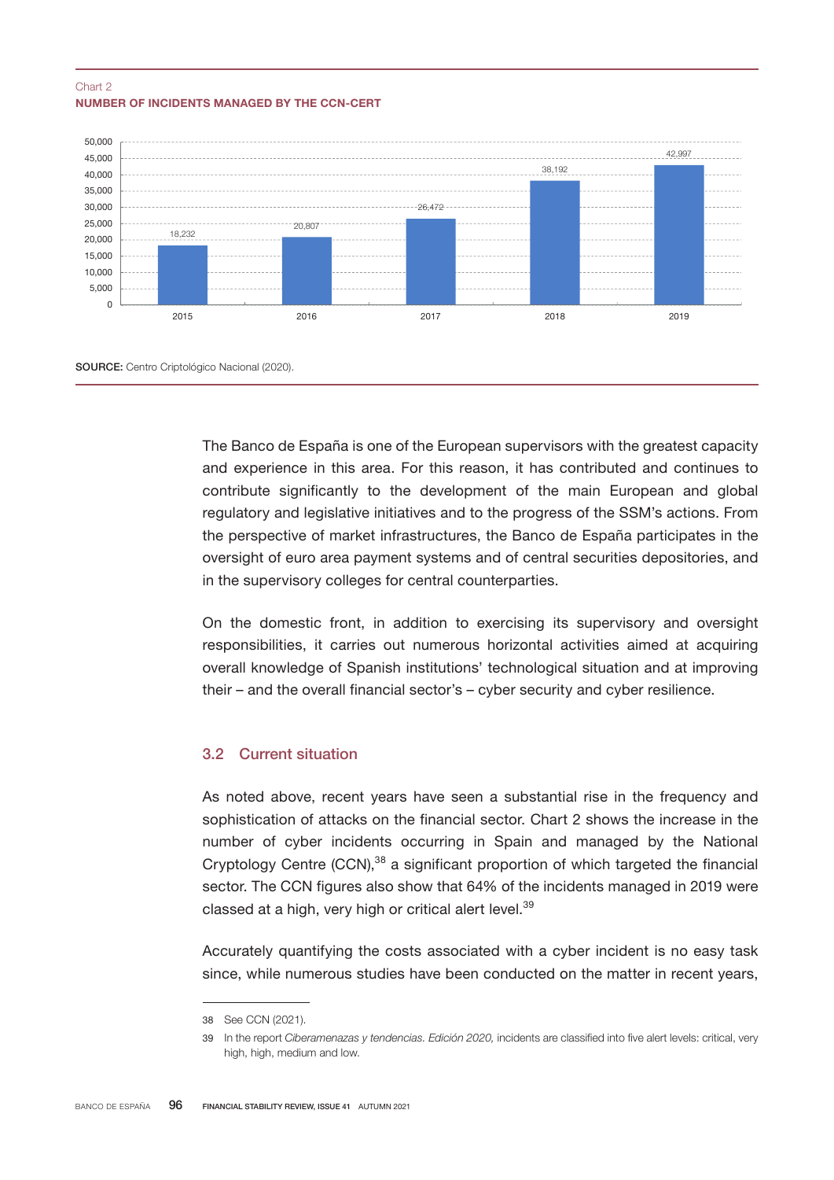Chart 2
**NUMBER OF INCIDENTS MANAGED BY THE CCN-CERT**

| Year | Incidents |
| --- | --- |
| 2015 | 18,232 |
| 2016 | 20,807 |
| 2017 | 26,472 |
| 2018 | 38,192 |
| 2019 | 42,997 |

**SOURCE:** Centro Criptológico Nacional (2020).

The Banco de España is one of the European supervisors with the greatest capacity and experience in this area. For this reason, it has contributed and continues to contribute significantly to the development of the main European and global regulatory and legislative initiatives and to the progress of the SSM's actions. From the perspective of market infrastructures, the Banco de España participates in the oversight of euro area payment systems and of central securities depositories, and in the supervisory colleges for central counterparties.

On the domestic front, in addition to exercising its supervisory and oversight responsibilities, it carries out numerous horizontal activities aimed at acquiring overall knowledge of Spanish institutions' technological situation and at improving their – and the overall financial sector's – cyber security and cyber resilience.

### 3.2 Current situation

As noted above, recent years have seen a substantial rise in the frequency and sophistication of attacks on the financial sector. Chart 2 shows the increase in the number of cyber incidents occurring in Spain and managed by the National Cryptology Centre (CCN),[38] a significant proportion of which targeted the financial sector. The CCN figures also show that 64% of the incidents managed in 2019 were classed at a high, very high or critical alert level.[39]

Accurately quantifying the costs associated with a cyber incident is no easy task since, while numerous studies have been conducted on the matter in recent years,

38 See CCN (2021).

39 In the report *Ciberamenazas y tendencias. Edición 2020,* incidents are classified into five alert levels: critical, very high, high, medium and low.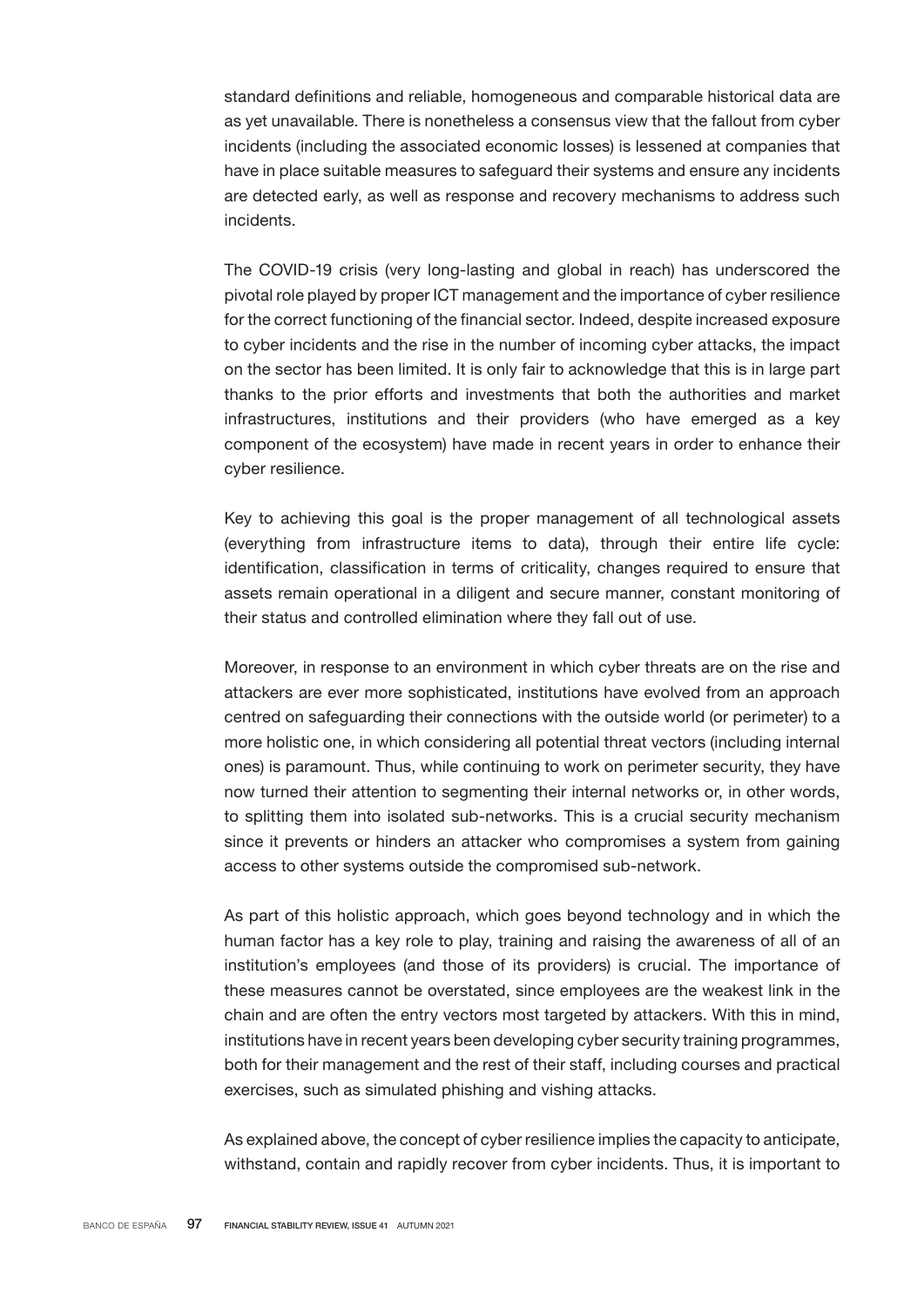standard definitions and reliable, homogeneous and comparable historical data are as yet unavailable. There is nonetheless a consensus view that the fallout from cyber incidents (including the associated economic losses) is lessened at companies that have in place suitable measures to safeguard their systems and ensure any incidents are detected early, as well as response and recovery mechanisms to address such incidents.

The COVID-19 crisis (very long-lasting and global in reach) has underscored the pivotal role played by proper ICT management and the importance of cyber resilience for the correct functioning of the financial sector. Indeed, despite increased exposure to cyber incidents and the rise in the number of incoming cyber attacks, the impact on the sector has been limited. It is only fair to acknowledge that this is in large part thanks to the prior efforts and investments that both the authorities and market infrastructures, institutions and their providers (who have emerged as a key component of the ecosystem) have made in recent years in order to enhance their cyber resilience.

Key to achieving this goal is the proper management of all technological assets (everything from infrastructure items to data), through their entire life cycle: identification, classification in terms of criticality, changes required to ensure that assets remain operational in a diligent and secure manner, constant monitoring of their status and controlled elimination where they fall out of use.

Moreover, in response to an environment in which cyber threats are on the rise and attackers are ever more sophisticated, institutions have evolved from an approach centred on safeguarding their connections with the outside world (or perimeter) to a more holistic one, in which considering all potential threat vectors (including internal ones) is paramount. Thus, while continuing to work on perimeter security, they have now turned their attention to segmenting their internal networks or, in other words, to splitting them into isolated sub-networks. This is a crucial security mechanism since it prevents or hinders an attacker who compromises a system from gaining access to other systems outside the compromised sub-network.

As part of this holistic approach, which goes beyond technology and in which the human factor has a key role to play, training and raising the awareness of all of an institution's employees (and those of its providers) is crucial. The importance of these measures cannot be overstated, since employees are the weakest link in the chain and are often the entry vectors most targeted by attackers. With this in mind, institutions have in recent years been developing cyber security training programmes, both for their management and the rest of their staff, including courses and practical exercises, such as simulated phishing and vishing attacks.

As explained above, the concept of cyber resilience implies the capacity to anticipate, withstand, contain and rapidly recover from cyber incidents. Thus, it is important to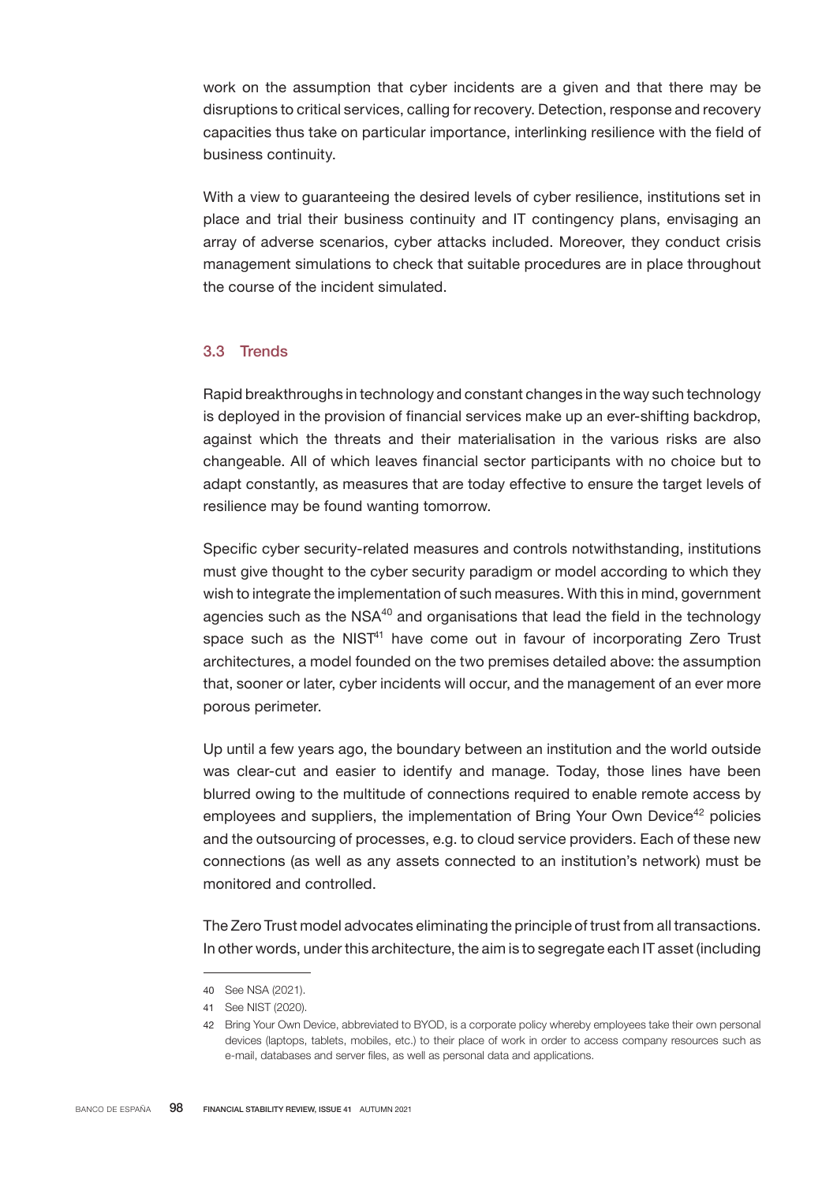work on the assumption that cyber incidents are a given and that there may be disruptions to critical services, calling for recovery. Detection, response and recovery capacities thus take on particular importance, interlinking resilience with the field of business continuity.

With a view to guaranteeing the desired levels of cyber resilience, institutions set in place and trial their business continuity and IT contingency plans, envisaging an array of adverse scenarios, cyber attacks included. Moreover, they conduct crisis management simulations to check that suitable procedures are in place throughout the course of the incident simulated.

### 3.3 Trends

Rapid breakthroughs in technology and constant changes in the way such technology is deployed in the provision of financial services make up an ever-shifting backdrop, against which the threats and their materialisation in the various risks are also changeable. All of which leaves financial sector participants with no choice but to adapt constantly, as measures that are today effective to ensure the target levels of resilience may be found wanting tomorrow.

Specific cyber security-related measures and controls notwithstanding, institutions must give thought to the cyber security paradigm or model according to which they wish to integrate the implementation of such measures. With this in mind, government agencies such as the NSA[40] and organisations that lead the field in the technology space such as the NIST[41] have come out in favour of incorporating Zero Trust architectures, a model founded on the two premises detailed above: the assumption that, sooner or later, cyber incidents will occur, and the management of an ever more porous perimeter.

Up until a few years ago, the boundary between an institution and the world outside was clear-cut and easier to identify and manage. Today, those lines have been blurred owing to the multitude of connections required to enable remote access by employees and suppliers, the implementation of Bring Your Own Device[42] policies and the outsourcing of processes, e.g. to cloud service providers. Each of these new connections (as well as any assets connected to an institution's network) must be monitored and controlled.

The Zero Trust model advocates eliminating the principle of trust from all transactions. In other words, under this architecture, the aim is to segregate each IT asset (including

---

40 See NSA (2021).

41 See NIST (2020).

42 Bring Your Own Device, abbreviated to BYOD, is a corporate policy whereby employees take their own personal devices (laptops, tablets, mobiles, etc.) to their place of work in order to access company resources such as e-mail, databases and server files, as well as personal data and applications.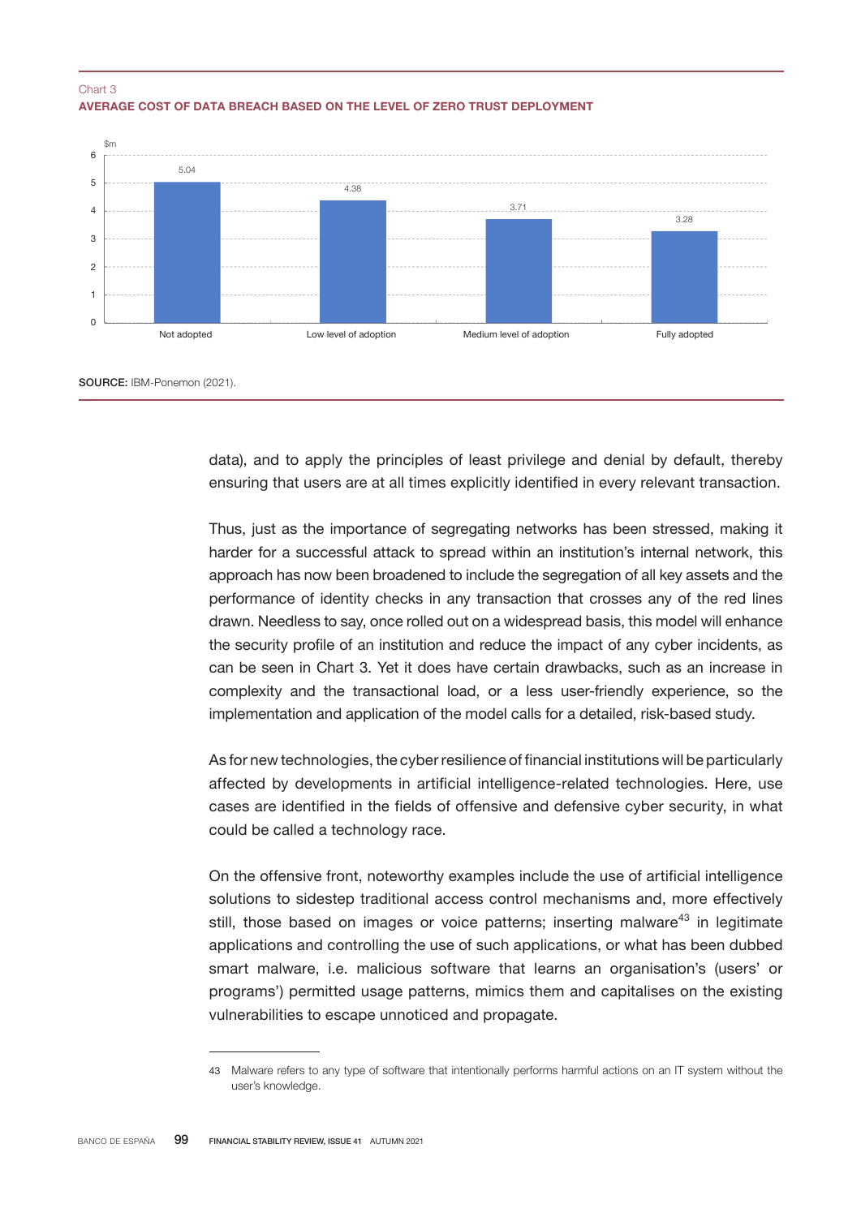Chart 3
**AVERAGE COST OF DATA BREACH BASED ON THE LEVEL OF ZERO TRUST DEPLOYMENT**

| | $m |
|---|---|
| Not adopted | 5.04 |
| Low level of adoption | 4.38 |
| Medium level of adoption | 3.71 |
| Fully adopted | 3.28 |

**SOURCE:** IBM-Ponemon (2021).

data), and to apply the principles of least privilege and denial by default, thereby ensuring that users are at all times explicitly identified in every relevant transaction.

Thus, just as the importance of segregating networks has been stressed, making it harder for a successful attack to spread within an institution's internal network, this approach has now been broadened to include the segregation of all key assets and the performance of identity checks in any transaction that crosses any of the red lines drawn. Needless to say, once rolled out on a widespread basis, this model will enhance the security profile of an institution and reduce the impact of any cyber incidents, as can be seen in Chart 3. Yet it does have certain drawbacks, such as an increase in complexity and the transactional load, or a less user-friendly experience, so the implementation and application of the model calls for a detailed, risk-based study.

As for new technologies, the cyber resilience of financial institutions will be particularly affected by developments in artificial intelligence-related technologies. Here, use cases are identified in the fields of offensive and defensive cyber security, in what could be called a technology race.

On the offensive front, noteworthy examples include the use of artificial intelligence solutions to sidestep traditional access control mechanisms and, more effectively still, those based on images or voice patterns; inserting malware[43] in legitimate applications and controlling the use of such applications, or what has been dubbed smart malware, i.e. malicious software that learns an organisation's (users' or programs') permitted usage patterns, mimics them and capitalises on the existing vulnerabilities to escape unnoticed and propagate.

43 Malware refers to any type of software that intentionally performs harmful actions on an IT system without the user's knowledge.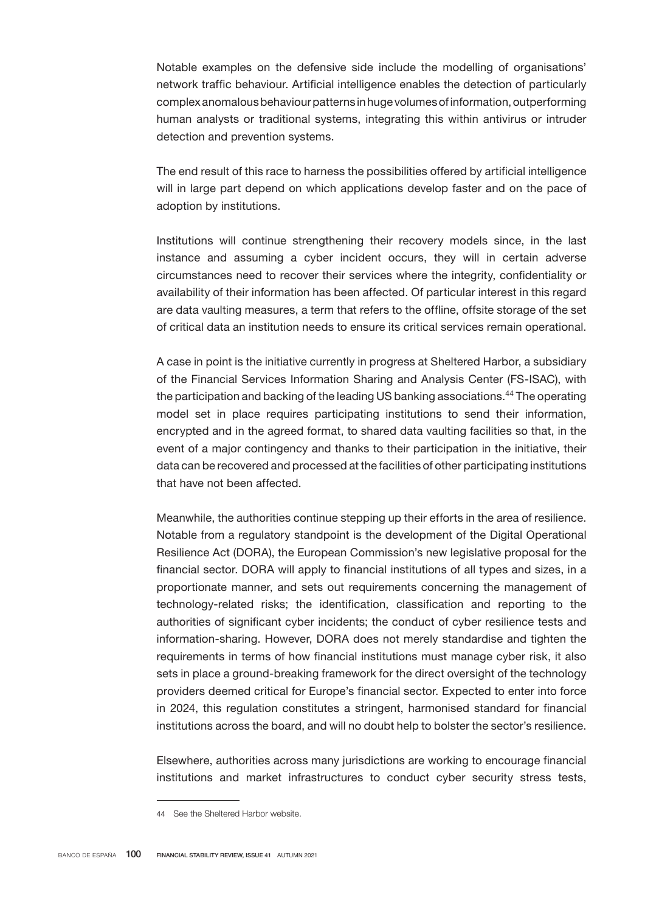Notable examples on the defensive side include the modelling of organisations' network traffic behaviour. Artificial intelligence enables the detection of particularly complex anomalous behaviour patterns in huge volumes of information, outperforming human analysts or traditional systems, integrating this within antivirus or intruder detection and prevention systems.

The end result of this race to harness the possibilities offered by artificial intelligence will in large part depend on which applications develop faster and on the pace of adoption by institutions.

Institutions will continue strengthening their recovery models since, in the last instance and assuming a cyber incident occurs, they will in certain adverse circumstances need to recover their services where the integrity, confidentiality or availability of their information has been affected. Of particular interest in this regard are data vaulting measures, a term that refers to the offline, offsite storage of the set of critical data an institution needs to ensure its critical services remain operational.

A case in point is the initiative currently in progress at Sheltered Harbor, a subsidiary of the Financial Services Information Sharing and Analysis Center (FS-ISAC), with the participation and backing of the leading US banking associations.[44] The operating model set in place requires participating institutions to send their information, encrypted and in the agreed format, to shared data vaulting facilities so that, in the event of a major contingency and thanks to their participation in the initiative, their data can be recovered and processed at the facilities of other participating institutions that have not been affected.

Meanwhile, the authorities continue stepping up their efforts in the area of resilience. Notable from a regulatory standpoint is the development of the Digital Operational Resilience Act (DORA), the European Commission's new legislative proposal for the financial sector. DORA will apply to financial institutions of all types and sizes, in a proportionate manner, and sets out requirements concerning the management of technology-related risks; the identification, classification and reporting to the authorities of significant cyber incidents; the conduct of cyber resilience tests and information-sharing. However, DORA does not merely standardise and tighten the requirements in terms of how financial institutions must manage cyber risk, it also sets in place a ground-breaking framework for the direct oversight of the technology providers deemed critical for Europe's financial sector. Expected to enter into force in 2024, this regulation constitutes a stringent, harmonised standard for financial institutions across the board, and will no doubt help to bolster the sector's resilience.

Elsewhere, authorities across many jurisdictions are working to encourage financial institutions and market infrastructures to conduct cyber security stress tests,

---

44 See the Sheltered Harbor website.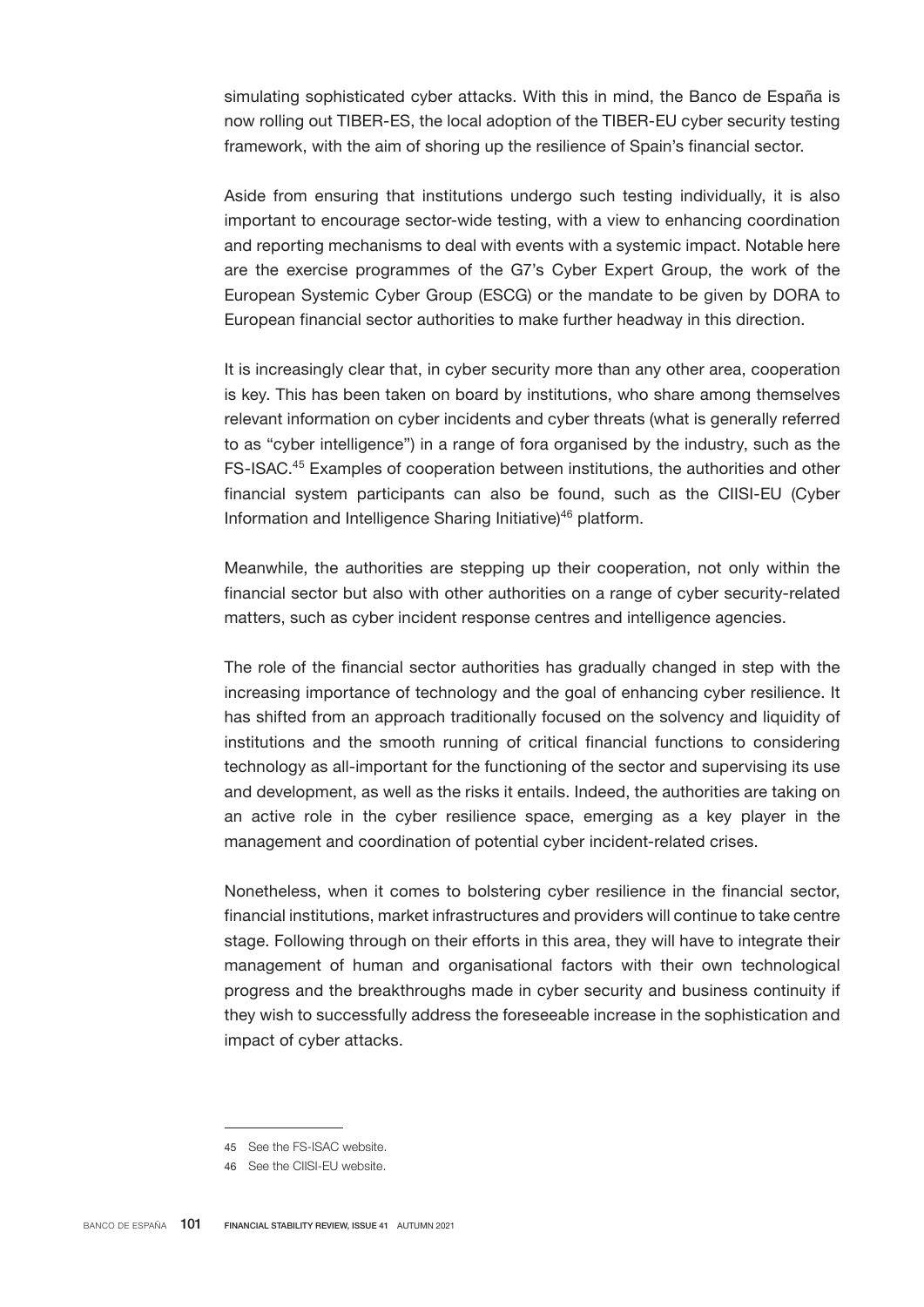simulating sophisticated cyber attacks. With this in mind, the Banco de España is now rolling out TIBER-ES, the local adoption of the TIBER-EU cyber security testing framework, with the aim of shoring up the resilience of Spain's financial sector.

Aside from ensuring that institutions undergo such testing individually, it is also important to encourage sector-wide testing, with a view to enhancing coordination and reporting mechanisms to deal with events with a systemic impact. Notable here are the exercise programmes of the G7's Cyber Expert Group, the work of the European Systemic Cyber Group (ESCG) or the mandate to be given by DORA to European financial sector authorities to make further headway in this direction.

It is increasingly clear that, in cyber security more than any other area, cooperation is key. This has been taken on board by institutions, who share among themselves relevant information on cyber incidents and cyber threats (what is generally referred to as "cyber intelligence") in a range of fora organised by the industry, such as the FS-ISAC.[45] Examples of cooperation between institutions, the authorities and other financial system participants can also be found, such as the CIISI-EU (Cyber Information and Intelligence Sharing Initiative)[46] platform.

Meanwhile, the authorities are stepping up their cooperation, not only within the financial sector but also with other authorities on a range of cyber security-related matters, such as cyber incident response centres and intelligence agencies.

The role of the financial sector authorities has gradually changed in step with the increasing importance of technology and the goal of enhancing cyber resilience. It has shifted from an approach traditionally focused on the solvency and liquidity of institutions and the smooth running of critical financial functions to considering technology as all-important for the functioning of the sector and supervising its use and development, as well as the risks it entails. Indeed, the authorities are taking on an active role in the cyber resilience space, emerging as a key player in the management and coordination of potential cyber incident-related crises.

Nonetheless, when it comes to bolstering cyber resilience in the financial sector, financial institutions, market infrastructures and providers will continue to take centre stage. Following through on their efforts in this area, they will have to integrate their management of human and organisational factors with their own technological progress and the breakthroughs made in cyber security and business continuity if they wish to successfully address the foreseeable increase in the sophistication and impact of cyber attacks.

---

45 See the FS-ISAC website.

46 See the CIISI-EU website.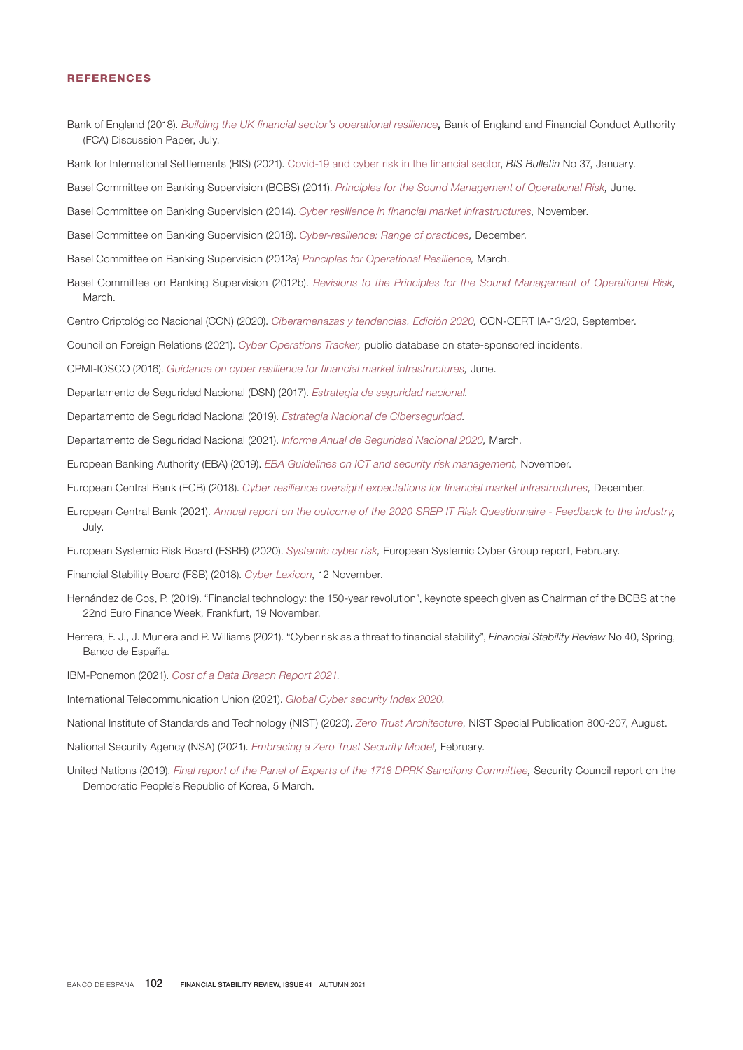## REFERENCES

Bank of England (2018). *Building the UK financial sector's operational resilience*, Bank of England and Financial Conduct Authority (FCA) Discussion Paper, July.

Bank for International Settlements (BIS) (2021). Covid-19 and cyber risk in the financial sector, *BIS Bulletin* No 37, January.

Basel Committee on Banking Supervision (BCBS) (2011). *Principles for the Sound Management of Operational Risk,* June.

Basel Committee on Banking Supervision (2014). *Cyber resilience in financial market infrastructures,* November.

Basel Committee on Banking Supervision (2018). *Cyber-resilience: Range of practices,* December.

Basel Committee on Banking Supervision (2012a) *Principles for Operational Resilience,* March.

Basel Committee on Banking Supervision (2012b). *Revisions to the Principles for the Sound Management of Operational Risk,* March.

Centro Criptológico Nacional (CCN) (2020). *Ciberamenazas y tendencias. Edición 2020,* CCN-CERT IA-13/20, September.

Council on Foreign Relations (2021). *Cyber Operations Tracker,* public database on state-sponsored incidents.

CPMI-IOSCO (2016). *Guidance on cyber resilience for financial market infrastructures,* June.

Departamento de Seguridad Nacional (DSN) (2017). *Estrategia de seguridad nacional.*

Departamento de Seguridad Nacional (2019). *Estrategia Nacional de Ciberseguridad.*

Departamento de Seguridad Nacional (2021). *Informe Anual de Seguridad Nacional 2020,* March.

European Banking Authority (EBA) (2019). *EBA Guidelines on ICT and security risk management,* November.

European Central Bank (ECB) (2018). *Cyber resilience oversight expectations for financial market infrastructures,* December.

European Central Bank (2021). *Annual report on the outcome of the 2020 SREP IT Risk Questionnaire - Feedback to the industry,* July.

European Systemic Risk Board (ESRB) (2020). *Systemic cyber risk,* European Systemic Cyber Group report, February.

Financial Stability Board (FSB) (2018). *Cyber Lexicon*, 12 November.

Hernández de Cos, P. (2019). "Financial technology: the 150-year revolution", keynote speech given as Chairman of the BCBS at the 22nd Euro Finance Week, Frankfurt, 19 November.

Herrera, F. J., J. Munera and P. Williams (2021). "Cyber risk as a threat to financial stability", *Financial Stability Review* No 40, Spring, Banco de España.

IBM-Ponemon (2021). *Cost of a Data Breach Report 2021.*

International Telecommunication Union (2021). *Global Cyber security Index 2020.*

National Institute of Standards and Technology (NIST) (2020). *Zero Trust Architecture*, NIST Special Publication 800-207, August.

National Security Agency (NSA) (2021). *Embracing a Zero Trust Security Model,* February.

United Nations (2019). *Final report of the Panel of Experts of the 1718 DPRK Sanctions Committee,* Security Council report on the Democratic People's Republic of Korea, 5 March.